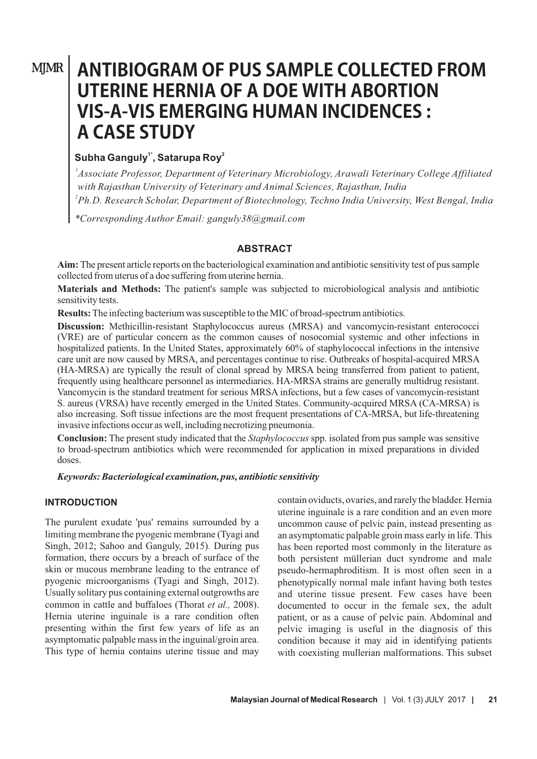# ANTIBIOGRAM OF PUS SAMPLE COLLECTED FROM UTERINE HERNIA OF A DOE WITH ABORTION VIS-A-VIS EMERGING HUMAN INCIDENCES : A CASE STUDY

**Subha Ganguly[1*], Satarupa Roy[2]**

[1]*Associate Professor, Department of Veterinary Microbiology, Arawali Veterinary College Affiliated with Rajasthan University of Veterinary and Animal Sciences, Rajasthan, India*

[2]*Ph.D. Research Scholar, Department of Biotechnology, Techno India University, West Bengal, India*

*\*Corresponding Author Email: ganguly38@gmail.com*

## ABSTRACT

**Aim:** The present article reports on the bacteriological examination and antibiotic sensitivity test of pus sample collected from uterus of a doe suffering from uterine hernia.

**Materials and Methods:** The patient's sample was subjected to microbiological analysis and antibiotic sensitivity tests.

**Results:** The infecting bacterium was susceptible to the MIC of broad-spectrum antibiotics.

**Discussion:** Methicillin-resistant Staphylococcus aureus (MRSA) and vancomycin-resistant enterococci (VRE) are of particular concern as the common causes of nosocomial systemic and other infections in hospitalized patients. In the United States, approximately 60% of staphylococcal infections in the intensive care unit are now caused by MRSA, and percentages continue to rise. Outbreaks of hospital-acquired MRSA (HA-MRSA) are typically the result of clonal spread by MRSA being transferred from patient to patient, frequently using healthcare personnel as intermediaries. HA-MRSA strains are generally multidrug resistant. Vancomycin is the standard treatment for serious MRSA infections, but a few cases of vancomycin-resistant S. aureus (VRSA) have recently emerged in the United States. Community-acquired MRSA (CA-MRSA) is also increasing. Soft tissue infections are the most frequent presentations of CA-MRSA, but life-threatening invasive infections occur as well, including necrotizing pneumonia.

**Conclusion:** The present study indicated that the *Staphylococcus* spp. isolated from pus sample was sensitive to broad-spectrum antibiotics which were recommended for application in mixed preparations in divided doses.

***Keywords: Bacteriological examination, pus, antibiotic sensitivity***

## INTRODUCTION

The purulent exudate 'pus' remains surrounded by a limiting membrane the pyogenic membrane (Tyagi and Singh, 2012; Sahoo and Ganguly, 2015). During pus formation, there occurs by a breach of surface of the skin or mucous membrane leading to the entrance of pyogenic microorganisms (Tyagi and Singh, 2012). Usually solitary pus containing external outgrowths are common in cattle and buffaloes (Thorat *et al.,* 2008). Hernia uterine inguinale is a rare condition often presenting within the first few years of life as an asymptomatic palpable mass in the inguinal/groin area. This type of hernia contains uterine tissue and may contain oviducts, ovaries, and rarely the bladder. Hernia uterine inguinale is a rare condition and an even more uncommon cause of pelvic pain, instead presenting as an asymptomatic palpable groin mass early in life. This has been reported most commonly in the literature as both persistent müllerian duct syndrome and male pseudo-hermaphroditism. It is most often seen in a phenotypically normal male infant having both testes and uterine tissue present. Few cases have been documented to occur in the female sex, the adult patient, or as a cause of pelvic pain. Abdominal and pelvic imaging is useful in the diagnosis of this condition because it may aid in identifying patients with coexisting mullerian malformations. This subset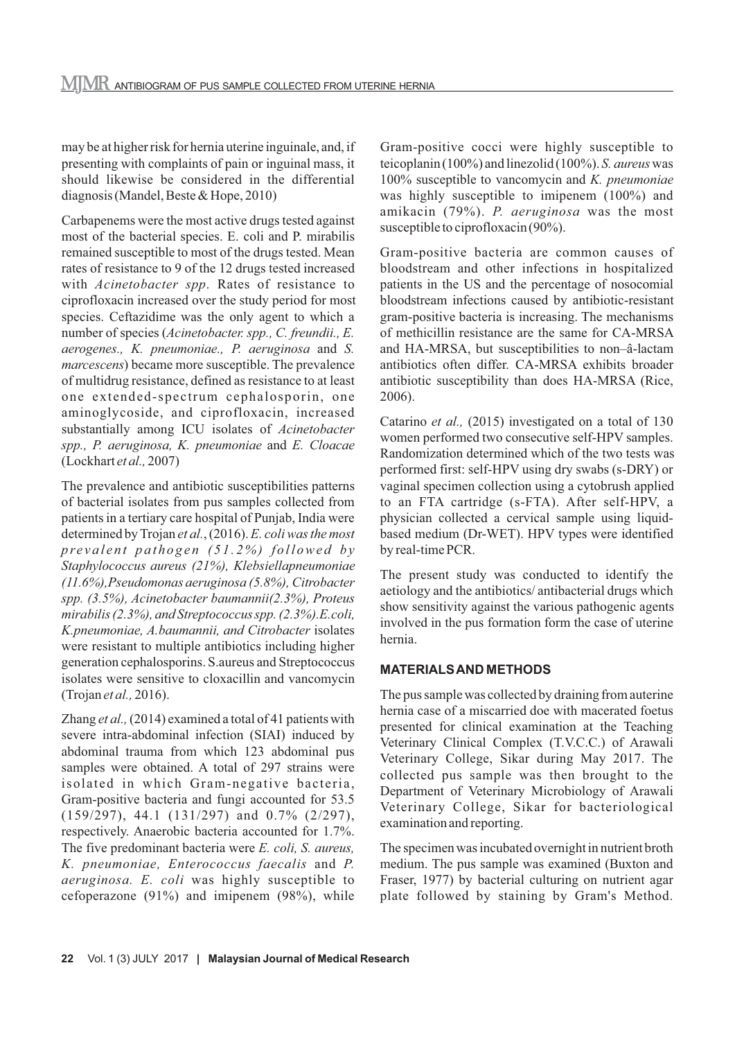may be at higher risk for hernia uterine inguinale, and, if presenting with complaints of pain or inguinal mass, it should likewise be considered in the differential diagnosis (Mandel, Beste & Hope, 2010)

Carbapenems were the most active drugs tested against most of the bacterial species. E. coli and P. mirabilis remained susceptible to most of the drugs tested. Mean rates of resistance to 9 of the 12 drugs tested increased with *Acinetobacter spp*. Rates of resistance to ciprofloxacin increased over the study period for most species. Ceftazidime was the only agent to which a number of species (*Acinetobacter. spp., C. freundii., E. aerogenes., K. pneumoniae., P. aeruginosa* and *S. marcescens*) became more susceptible. The prevalence of multidrug resistance, defined as resistance to at least one extended-spectrum cephalosporin, one aminoglycoside, and ciprofloxacin, increased substantially among ICU isolates of *Acinetobacter spp., P. aeruginosa, K. pneumoniae* and *E. Cloacae* (Lockhart *et al.,* 2007)

The prevalence and antibiotic susceptibilities patterns of bacterial isolates from pus samples collected from patients in a tertiary care hospital of Punjab, India were determined by Trojan *et al.*, (2016). *E. coli was the most prevalent pathogen (51.2%) followed by Staphylococcus aureus (21%), Klebsiellapneumoniae (11.6%),Pseudomonas aeruginosa (5.8%), Citrobacter spp. (3.5%), Acinetobacter baumannii(2.3%), Proteus mirabilis (2.3%), and Streptococcus spp. (2.3%).E.coli, K.pneumoniae, A.baumannii, and Citrobacter* isolates were resistant to multiple antibiotics including higher generation cephalosporins. S.aureus and Streptococcus isolates were sensitive to cloxacillin and vancomycin (Trojan *et al.,* 2016).

Zhang *et al.,* (2014) examined a total of 41 patients with severe intra-abdominal infection (SIAI) induced by abdominal trauma from which 123 abdominal pus samples were obtained. A total of 297 strains were isolated in which Gram-negative bacteria, Gram-positive bacteria and fungi accounted for 53.5 (159/297), 44.1 (131/297) and 0.7% (2/297), respectively. Anaerobic bacteria accounted for 1.7%. The five predominant bacteria were *E. coli, S. aureus, K. pneumoniae, Enterococcus faecalis* and *P. aeruginosa. E. coli* was highly susceptible to cefoperazone (91%) and imipenem (98%), while Gram-positive cocci were highly susceptible to teicoplanin (100%) and linezolid (100%). *S. aureus* was 100% susceptible to vancomycin and *K. pneumoniae* was highly susceptible to imipenem (100%) and amikacin (79%). *P. aeruginosa* was the most susceptible to ciprofloxacin (90%).

Gram-positive bacteria are common causes of bloodstream and other infections in hospitalized patients in the US and the percentage of nosocomial bloodstream infections caused by antibiotic-resistant gram-positive bacteria is increasing. The mechanisms of methicillin resistance are the same for CA-MRSA and HA-MRSA, but susceptibilities to non–â-lactam antibiotics often differ. CA-MRSA exhibits broader antibiotic susceptibility than does HA-MRSA (Rice, 2006).

Catarino *et al.,* (2015) investigated on a total of 130 women performed two consecutive self-HPV samples. Randomization determined which of the two tests was performed first: self-HPV using dry swabs (s-DRY) or vaginal specimen collection using a cytobrush applied to an FTA cartridge (s-FTA). After self-HPV, a physician collected a cervical sample using liquid-based medium (Dr-WET). HPV types were identified by real-time PCR.

The present study was conducted to identify the aetiology and the antibiotics/ antibacterial drugs which show sensitivity against the various pathogenic agents involved in the pus formation form the case of uterine hernia.

## MATERIALS AND METHODS

The pus sample was collected by draining from auterine hernia case of a miscarried doe with macerated foetus presented for clinical examination at the Teaching Veterinary Clinical Complex (T.V.C.C.) of Arawali Veterinary College, Sikar during May 2017. The collected pus sample was then brought to the Department of Veterinary Microbiology of Arawali Veterinary College, Sikar for bacteriological examination and reporting.

The specimen was incubated overnight in nutrient broth medium. The pus sample was examined (Buxton and Fraser, 1977) by bacterial culturing on nutrient agar plate followed by staining by Gram's Method.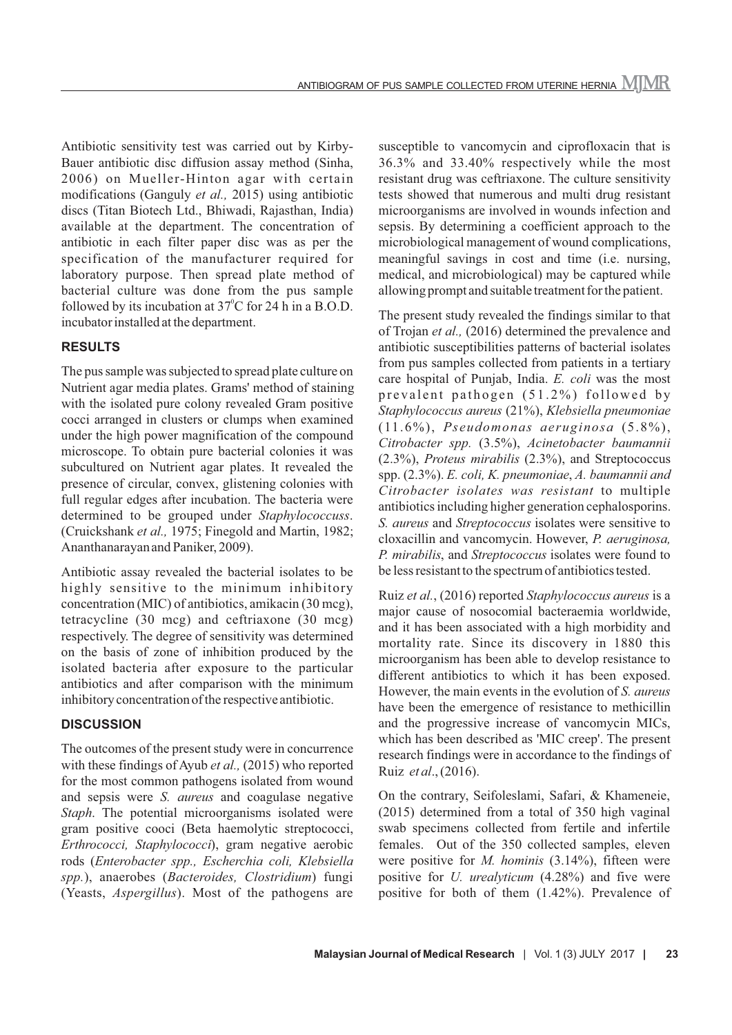Antibiotic sensitivity test was carried out by Kirby-Bauer antibiotic disc diffusion assay method (Sinha, 2006) on Mueller-Hinton agar with certain modifications (Ganguly *et al.,* 2015) using antibiotic discs (Titan Biotech Ltd., Bhiwadi, Rajasthan, India) available at the department. The concentration of antibiotic in each filter paper disc was as per the specification of the manufacturer required for laboratory purpose. Then spread plate method of bacterial culture was done from the pus sample followed by its incubation at $37^{0}$C for 24 h in a B.O.D. incubator installed at the department.

## RESULTS

The pus sample was subjected to spread plate culture on Nutrient agar media plates. Grams' method of staining with the isolated pure colony revealed Gram positive cocci arranged in clusters or clumps when examined under the high power magnification of the compound microscope. To obtain pure bacterial colonies it was subcultured on Nutrient agar plates. It revealed the presence of circular, convex, glistening colonies with full regular edges after incubation. The bacteria were determined to be grouped under *Staphylococcuss*. (Cruickshank *et al.,* 1975; Finegold and Martin, 1982; Ananthanarayan and Paniker, 2009).

Antibiotic assay revealed the bacterial isolates to be highly sensitive to the minimum inhibitory concentration (MIC) of antibiotics, amikacin (30 mcg), tetracycline (30 mcg) and ceftriaxone (30 mcg) respectively. The degree of sensitivity was determined on the basis of zone of inhibition produced by the isolated bacteria after exposure to the particular antibiotics and after comparison with the minimum inhibitory concentration of the respective antibiotic.

## DISCUSSION

The outcomes of the present study were in concurrence with these findings of Ayub *et al.,* (2015) who reported for the most common pathogens isolated from wound and sepsis were *S. aureus* and coagulase negative *Staph*. The potential microorganisms isolated were gram positive cooci (Beta haemolytic streptococci, *Erthrococci, Staphylococci*), gram negative aerobic rods (*Enterobacter spp., Escherchia coli, Klebsiella spp.*), anaerobes (*Bacteroides, Clostridium*) fungi (Yeasts, *Aspergillus*). Most of the pathogens are susceptible to vancomycin and ciprofloxacin that is 36.3% and 33.40% respectively while the most resistant drug was ceftriaxone. The culture sensitivity tests showed that numerous and multi drug resistant microorganisms are involved in wounds infection and sepsis. By determining a coefficient approach to the microbiological management of wound complications, meaningful savings in cost and time (i.e. nursing, medical, and microbiological) may be captured while allowing prompt and suitable treatment for the patient.

The present study revealed the findings similar to that of Trojan *et al.,* (2016) determined the prevalence and antibiotic susceptibilities patterns of bacterial isolates from pus samples collected from patients in a tertiary care hospital of Punjab, India. *E. coli* was the most prevalent pathogen (51.2%) followed by *Staphylococcus aureus* (21%), *Klebsiella pneumoniae* (11.6%), *Pseudomonas aeruginosa* (5.8%), *Citrobacter spp.* (3.5%), *Acinetobacter baumannii* (2.3%), *Proteus mirabilis* (2.3%), and Streptococcus spp. (2.3%). *E. coli, K. pneumoniae*, *A. baumannii and Citrobacter isolates was resistant* to multiple antibiotics including higher generation cephalosporins. *S. aureus* and *Streptococcus* isolates were sensitive to cloxacillin and vancomycin. However, *P. aeruginosa, P. mirabilis*, and *Streptococcus* isolates were found to be less resistant to the spectrum of antibiotics tested.

Ruiz *et al.*, (2016) reported *Staphylococcus aureus* is a major cause of nosocomial bacteraemia worldwide, and it has been associated with a high morbidity and mortality rate. Since its discovery in 1880 this microorganism has been able to develop resistance to different antibiotics to which it has been exposed. However, the main events in the evolution of *S. aureus* have been the emergence of resistance to methicillin and the progressive increase of vancomycin MICs, which has been described as 'MIC creep'. The present research findings were in accordance to the findings of Ruiz *et al*., (2016).

On the contrary, Seifoleslami, Safari, & Khameneie, (2015) determined from a total of 350 high vaginal swab specimens collected from fertile and infertile females. Out of the 350 collected samples, eleven were positive for *M. hominis* (3.14%), fifteen were positive for *U. urealyticum* (4.28%) and five were positive for both of them (1.42%). Prevalence of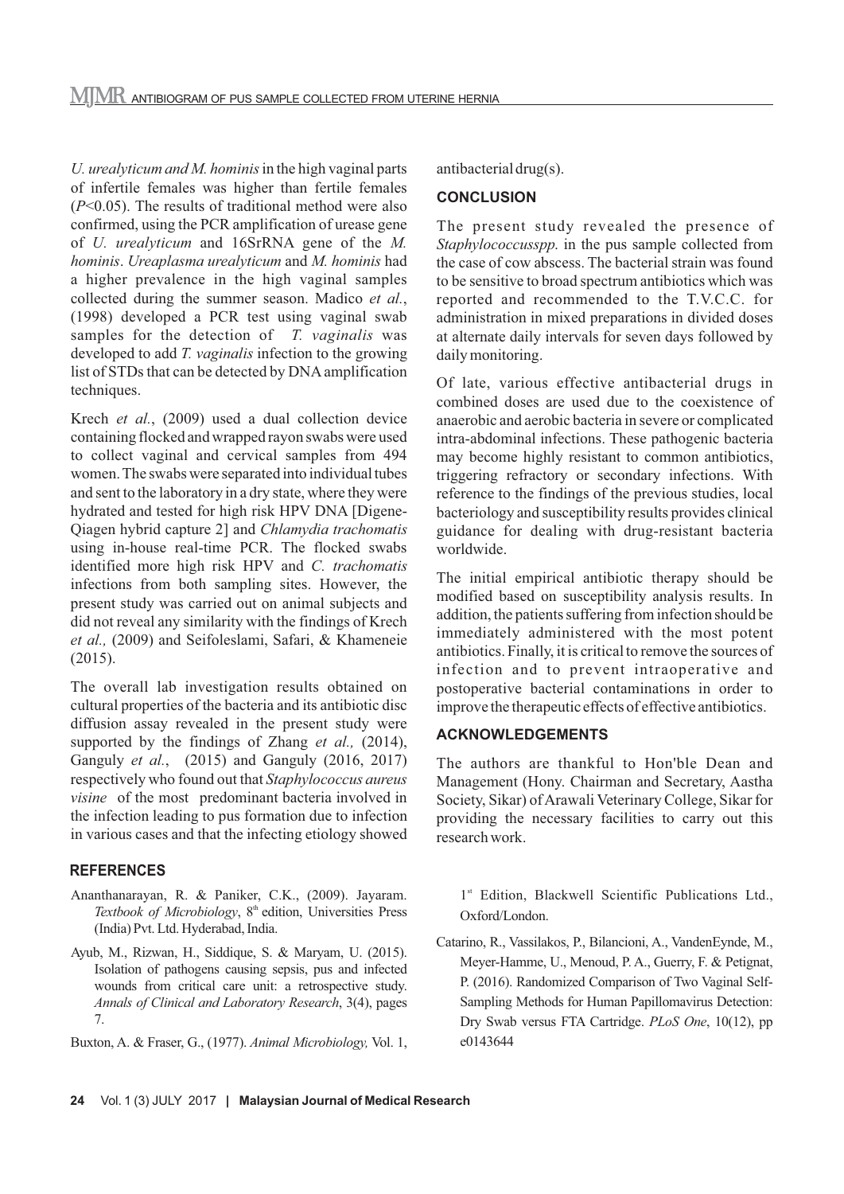*U. urealyticum and M. hominis* in the high vaginal parts of infertile females was higher than fertile females ($P$<0.05). The results of traditional method were also confirmed, using the PCR amplification of urease gene of *U. urealyticum* and 16SrRNA gene of the *M. hominis*. *Ureaplasma urealyticum* and *M. hominis* had a higher prevalence in the high vaginal samples collected during the summer season. Madico *et al.*, (1998) developed a PCR test using vaginal swab samples for the detection of *T. vaginalis* was developed to add *T. vaginalis* infection to the growing list of STDs that can be detected by DNA amplification techniques.

Krech *et al.*, (2009) used a dual collection device containing flocked and wrapped rayon swabs were used to collect vaginal and cervical samples from 494 women. The swabs were separated into individual tubes and sent to the laboratory in a dry state, where they were hydrated and tested for high risk HPV DNA [Digene-Qiagen hybrid capture 2] and *Chlamydia trachomatis* using in-house real-time PCR. The flocked swabs identified more high risk HPV and *C. trachomatis* infections from both sampling sites. However, the present study was carried out on animal subjects and did not reveal any similarity with the findings of Krech *et al.,* (2009) and Seifoleslami, Safari, & Khameneie (2015).

The overall lab investigation results obtained on cultural properties of the bacteria and its antibiotic disc diffusion assay revealed in the present study were supported by the findings of Zhang *et al.,* (2014), Ganguly *et al.*, (2015) and Ganguly (2016, 2017) respectively who found out that *Staphylococcus aureus visine* of the most predominant bacteria involved in the infection leading to pus formation due to infection in various cases and that the infecting etiology showed antibacterial drug(s).

## CONCLUSION

The present study revealed the presence of *Staphylococcusspp.* in the pus sample collected from the case of cow abscess. The bacterial strain was found to be sensitive to broad spectrum antibiotics which was reported and recommended to the T.V.C.C. for administration in mixed preparations in divided doses at alternate daily intervals for seven days followed by daily monitoring.

Of late, various effective antibacterial drugs in combined doses are used due to the coexistence of anaerobic and aerobic bacteria in severe or complicated intra-abdominal infections. These pathogenic bacteria may become highly resistant to common antibiotics, triggering refractory or secondary infections. With reference to the findings of the previous studies, local bacteriology and susceptibility results provides clinical guidance for dealing with drug-resistant bacteria worldwide.

The initial empirical antibiotic therapy should be modified based on susceptibility analysis results. In addition, the patients suffering from infection should be immediately administered with the most potent antibiotics. Finally, it is critical to remove the sources of infection and to prevent intraoperative and postoperative bacterial contaminations in order to improve the therapeutic effects of effective antibiotics.

## ACKNOWLEDGEMENTS

The authors are thankful to Hon'ble Dean and Management (Hony. Chairman and Secretary, Aastha Society, Sikar) of Arawali Veterinary College, Sikar for providing the necessary facilities to carry out this research work.

## REFERENCES

Ananthanarayan, R. & Paniker, C.K., (2009). Jayaram. *Textbook of Microbiology*, 8th edition, Universities Press (India) Pvt. Ltd. Hyderabad, India.

Ayub, M., Rizwan, H., Siddique, S. & Maryam, U. (2015). Isolation of pathogens causing sepsis, pus and infected wounds from critical care unit: a retrospective study. *Annals of Clinical and Laboratory Research*, 3(4), pages 7.

Buxton, A. & Fraser, G., (1977). *Animal Microbiology,* Vol. 1, 1st Edition, Blackwell Scientific Publications Ltd., Oxford/London.

Catarino, R., Vassilakos, P., Bilancioni, A., VandenEynde, M., Meyer-Hamme, U., Menoud, P. A., Guerry, F. & Petignat, P. (2016). Randomized Comparison of Two Vaginal Self-Sampling Methods for Human Papillomavirus Detection: Dry Swab versus FTA Cartridge. *PLoS One*, 10(12), pp e0143644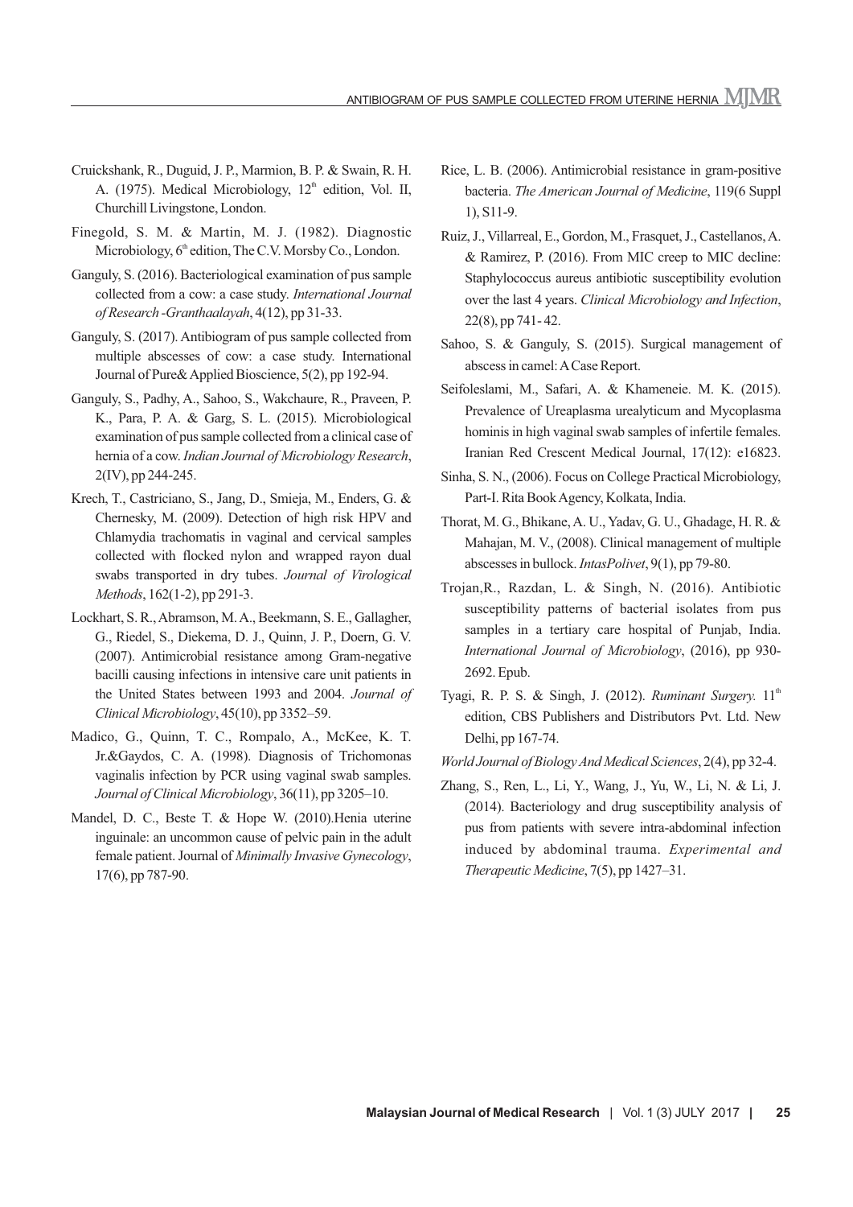Cruickshank, R., Duguid, J. P., Marmion, B. P. & Swain, R. H. A. (1975). Medical Microbiology, 12th edition, Vol. II, Churchill Livingstone, London.

Finegold, S. M. & Martin, M. J. (1982). Diagnostic Microbiology, 6th edition, The C.V. Morsby Co., London.

Ganguly, S. (2016). Bacteriological examination of pus sample collected from a cow: a case study. *International Journal of Research -Granthaalayah*, 4(12), pp 31-33.

Ganguly, S. (2017). Antibiogram of pus sample collected from multiple abscesses of cow: a case study. International Journal of Pure& Applied Bioscience, 5(2), pp 192-94.

Ganguly, S., Padhy, A., Sahoo, S., Wakchaure, R., Praveen, P. K., Para, P. A. & Garg, S. L. (2015). Microbiological examination of pus sample collected from a clinical case of hernia of a cow. *Indian Journal of Microbiology Research*, 2(IV), pp 244-245.

Krech, T., Castriciano, S., Jang, D., Smieja, M., Enders, G. & Chernesky, M. (2009). Detection of high risk HPV and Chlamydia trachomatis in vaginal and cervical samples collected with flocked nylon and wrapped rayon dual swabs transported in dry tubes. *Journal of Virological Methods*, 162(1-2), pp 291-3.

Lockhart, S. R., Abramson, M. A., Beekmann, S. E., Gallagher, G., Riedel, S., Diekema, D. J., Quinn, J. P., Doern, G. V. (2007). Antimicrobial resistance among Gram-negative bacilli causing infections in intensive care unit patients in the United States between 1993 and 2004. *Journal of Clinical Microbiology*, 45(10), pp 3352–59.

Madico, G., Quinn, T. C., Rompalo, A., McKee, K. T. Jr.&Gaydos, C. A. (1998). Diagnosis of Trichomonas vaginalis infection by PCR using vaginal swab samples. *Journal of Clinical Microbiology*, 36(11), pp 3205–10.

Mandel, D. C., Beste T. & Hope W. (2010).Henia uterine inguinale: an uncommon cause of pelvic pain in the adult female patient. Journal of *Minimally Invasive Gynecology*, 17(6), pp 787-90.

Rice, L. B. (2006). Antimicrobial resistance in gram-positive bacteria. *The American Journal of Medicine*, 119(6 Suppl 1), S11-9.

Ruiz, J., Villarreal, E., Gordon, M., Frasquet, J., Castellanos, A. & Ramirez, P. (2016). From MIC creep to MIC decline: Staphylococcus aureus antibiotic susceptibility evolution over the last 4 years. *Clinical Microbiology and Infection*, 22(8), pp 741- 42.

Sahoo, S. & Ganguly, S. (2015). Surgical management of abscess in camel: A Case Report.

Seifoleslami, M., Safari, A. & Khameneie. M. K. (2015). Prevalence of Ureaplasma urealyticum and Mycoplasma hominis in high vaginal swab samples of infertile females. Iranian Red Crescent Medical Journal, 17(12): e16823.

Sinha, S. N., (2006). Focus on College Practical Microbiology, Part-I. Rita Book Agency, Kolkata, India.

Thorat, M. G., Bhikane, A. U., Yadav, G. U., Ghadage, H. R. & Mahajan, M. V., (2008). Clinical management of multiple abscesses in bullock. *IntasPolivet*, 9(1), pp 79-80.

Trojan,R., Razdan, L. & Singh, N. (2016). Antibiotic susceptibility patterns of bacterial isolates from pus samples in a tertiary care hospital of Punjab, India. *International Journal of Microbiology*, (2016), pp 930-2692. Epub.

Tyagi, R. P. S. & Singh, J. (2012). *Ruminant Surgery.* 11th edition, CBS Publishers and Distributors Pvt. Ltd. New Delhi, pp 167-74.

*World Journal of Biology And Medical Sciences*, 2(4), pp 32-4.

Zhang, S., Ren, L., Li, Y., Wang, J., Yu, W., Li, N. & Li, J. (2014). Bacteriology and drug susceptibility analysis of pus from patients with severe intra-abdominal infection induced by abdominal trauma. *Experimental and Therapeutic Medicine*, 7(5), pp 1427–31.